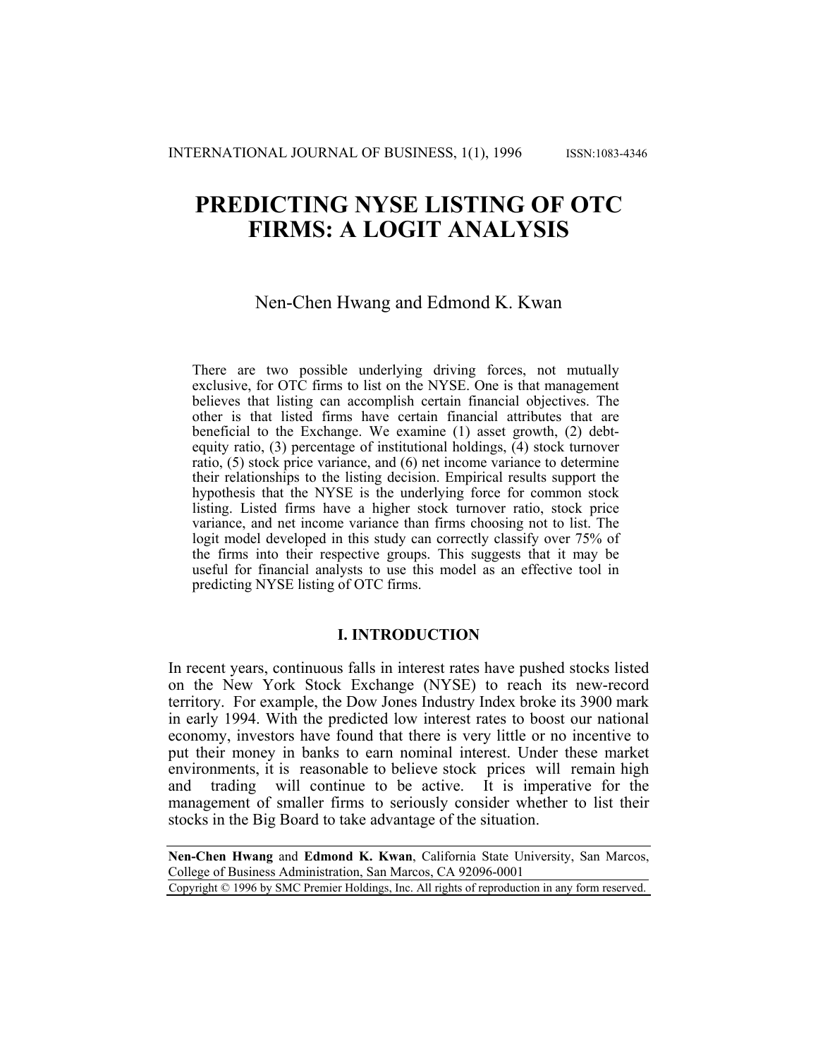# PREDICTING NYSE LISTING OF OTC FIRMS: A LOGIT ANALYSIS

Nen-Chen Hwang and Edmond K. Kwan

There are two possible underlying driving forces, not mutually exclusive, for OTC firms to list on the NYSE. One is that management believes that listing can accomplish certain financial objectives. The other is that listed firms have certain financial attributes that are beneficial to the Exchange. We examine (1) asset growth, (2) debt-equity ratio, (3) percentage of institutional holdings, (4) stock turnover ratio, (5) stock price variance, and (6) net income variance to determine their relationships to the listing decision. Empirical results support the hypothesis that the NYSE is the underlying force for common stock listing. Listed firms have a higher stock turnover ratio, stock price variance, and net income variance than firms choosing not to list. The logit model developed in this study can correctly classify over 75% of the firms into their respective groups. This suggests that it may be useful for financial analysts to use this model as an effective tool in predicting NYSE listing of OTC firms.

## I. INTRODUCTION

In recent years, continuous falls in interest rates have pushed stocks listed on the New York Stock Exchange (NYSE) to reach its new-record territory. For example, the Dow Jones Industry Index broke its 3900 mark in early 1994. With the predicted low interest rates to boost our national economy, investors have found that there is very little or no incentive to put their money in banks to earn nominal interest. Under these market environments, it is reasonable to believe stock prices will remain high and trading will continue to be active. It is imperative for the management of smaller firms to seriously consider whether to list their stocks in the Big Board to take advantage of the situation.

**Nen-Chen Hwang** and **Edmond K. Kwan**, California State University, San Marcos, College of Business Administration, San Marcos, CA 92096-0001

Copyright © 1996 by SMC Premier Holdings, Inc. All rights of reproduction in any form reserved.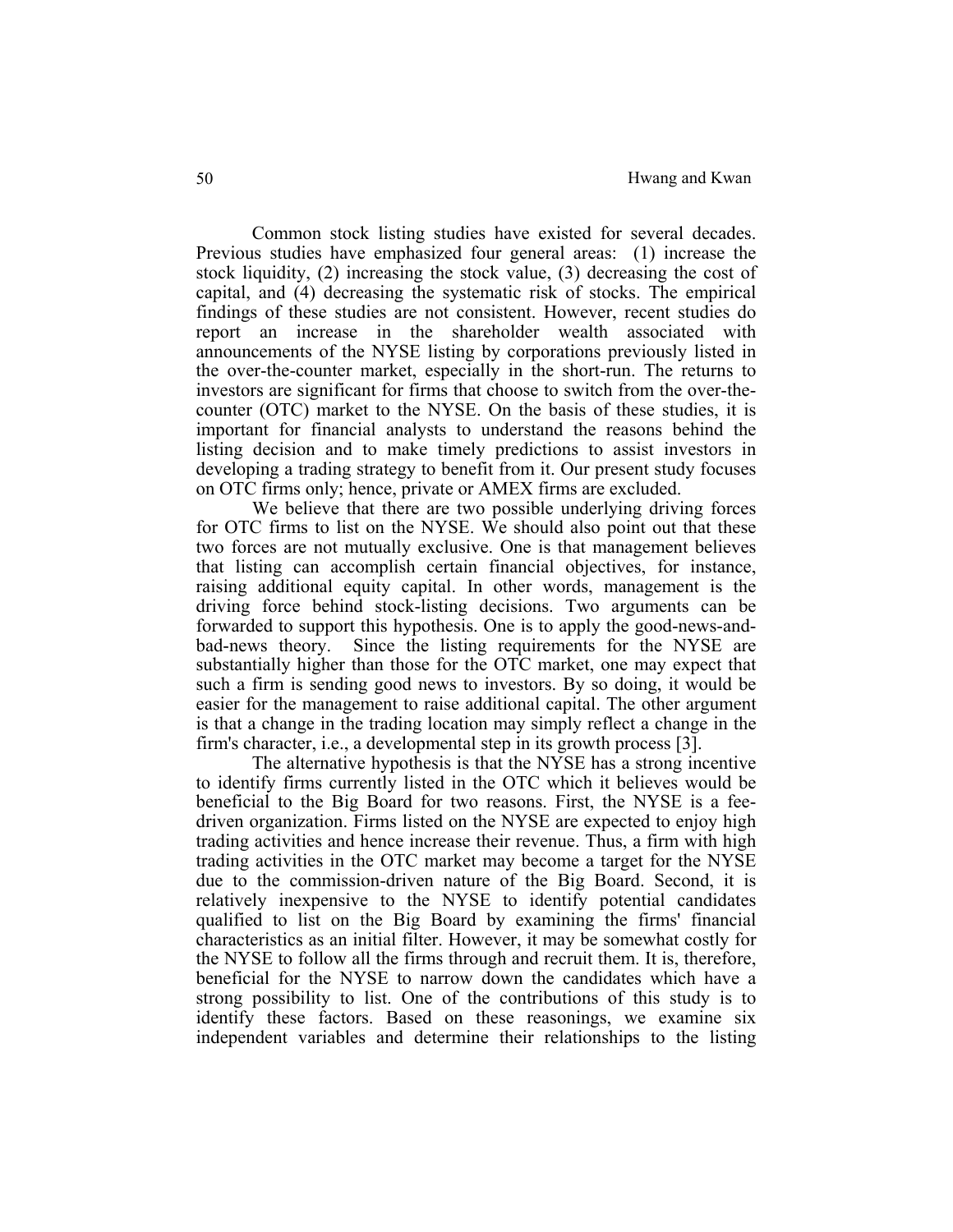Common stock listing studies have existed for several decades. Previous studies have emphasized four general areas: (1) increase the stock liquidity, (2) increasing the stock value, (3) decreasing the cost of capital, and (4) decreasing the systematic risk of stocks. The empirical findings of these studies are not consistent. However, recent studies do report an increase in the shareholder wealth associated with announcements of the NYSE listing by corporations previously listed in the over-the-counter market, especially in the short-run. The returns to investors are significant for firms that choose to switch from the over-the-counter (OTC) market to the NYSE. On the basis of these studies, it is important for financial analysts to understand the reasons behind the listing decision and to make timely predictions to assist investors in developing a trading strategy to benefit from it. Our present study focuses on OTC firms only; hence, private or AMEX firms are excluded.

We believe that there are two possible underlying driving forces for OTC firms to list on the NYSE. We should also point out that these two forces are not mutually exclusive. One is that management believes that listing can accomplish certain financial objectives, for instance, raising additional equity capital. In other words, management is the driving force behind stock-listing decisions. Two arguments can be forwarded to support this hypothesis. One is to apply the good-news-and-bad-news theory. Since the listing requirements for the NYSE are substantially higher than those for the OTC market, one may expect that such a firm is sending good news to investors. By so doing, it would be easier for the management to raise additional capital. The other argument is that a change in the trading location may simply reflect a change in the firm's character, i.e., a developmental step in its growth process [3].

The alternative hypothesis is that the NYSE has a strong incentive to identify firms currently listed in the OTC which it believes would be beneficial to the Big Board for two reasons. First, the NYSE is a fee-driven organization. Firms listed on the NYSE are expected to enjoy high trading activities and hence increase their revenue. Thus, a firm with high trading activities in the OTC market may become a target for the NYSE due to the commission-driven nature of the Big Board. Second, it is relatively inexpensive to the NYSE to identify potential candidates qualified to list on the Big Board by examining the firms' financial characteristics as an initial filter. However, it may be somewhat costly for the NYSE to follow all the firms through and recruit them. It is, therefore, beneficial for the NYSE to narrow down the candidates which have a strong possibility to list. One of the contributions of this study is to identify these factors. Based on these reasonings, we examine six independent variables and determine their relationships to the listing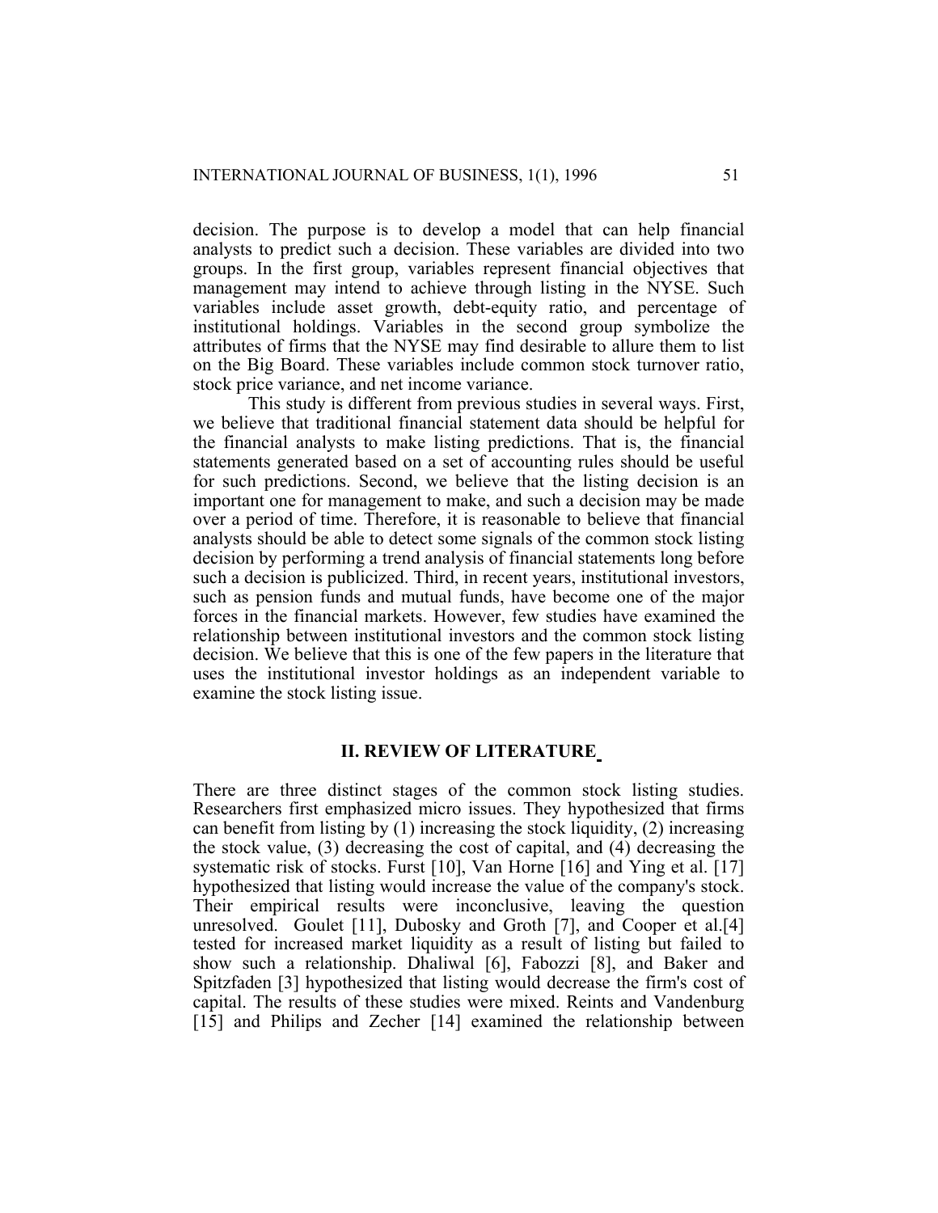decision. The purpose is to develop a model that can help financial analysts to predict such a decision. These variables are divided into two groups. In the first group, variables represent financial objectives that management may intend to achieve through listing in the NYSE. Such variables include asset growth, debt-equity ratio, and percentage of institutional holdings. Variables in the second group symbolize the attributes of firms that the NYSE may find desirable to allure them to list on the Big Board. These variables include common stock turnover ratio, stock price variance, and net income variance.

This study is different from previous studies in several ways. First, we believe that traditional financial statement data should be helpful for the financial analysts to make listing predictions. That is, the financial statements generated based on a set of accounting rules should be useful for such predictions. Second, we believe that the listing decision is an important one for management to make, and such a decision may be made over a period of time. Therefore, it is reasonable to believe that financial analysts should be able to detect some signals of the common stock listing decision by performing a trend analysis of financial statements long before such a decision is publicized. Third, in recent years, institutional investors, such as pension funds and mutual funds, have become one of the major forces in the financial markets. However, few studies have examined the relationship between institutional investors and the common stock listing decision. We believe that this is one of the few papers in the literature that uses the institutional investor holdings as an independent variable to examine the stock listing issue.

## II. REVIEW OF LITERATURE

There are three distinct stages of the common stock listing studies. Researchers first emphasized micro issues. They hypothesized that firms can benefit from listing by (1) increasing the stock liquidity, (2) increasing the stock value, (3) decreasing the cost of capital, and (4) decreasing the systematic risk of stocks. Furst [10], Van Horne [16] and Ying et al. [17] hypothesized that listing would increase the value of the company's stock. Their empirical results were inconclusive, leaving the question unresolved. Goulet [11], Dubosky and Groth [7], and Cooper et al.[4] tested for increased market liquidity as a result of listing but failed to show such a relationship. Dhaliwal [6], Fabozzi [8], and Baker and Spitzfaden [3] hypothesized that listing would decrease the firm's cost of capital. The results of these studies were mixed. Reints and Vandenburg [15] and Philips and Zecher [14] examined the relationship between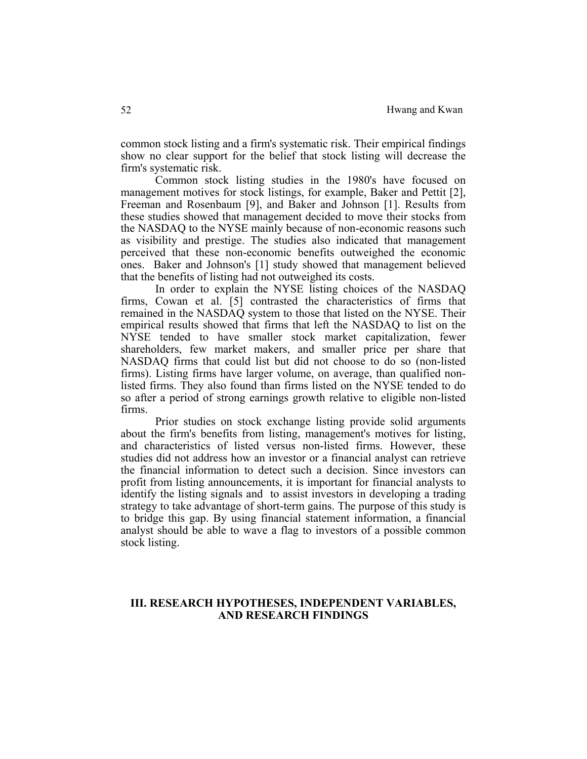common stock listing and a firm's systematic risk. Their empirical findings show no clear support for the belief that stock listing will decrease the firm's systematic risk.

Common stock listing studies in the 1980's have focused on management motives for stock listings, for example, Baker and Pettit [2], Freeman and Rosenbaum [9], and Baker and Johnson [1]. Results from these studies showed that management decided to move their stocks from the NASDAQ to the NYSE mainly because of non-economic reasons such as visibility and prestige. The studies also indicated that management perceived that these non-economic benefits outweighed the economic ones. Baker and Johnson's [1] study showed that management believed that the benefits of listing had not outweighed its costs.

In order to explain the NYSE listing choices of the NASDAQ firms, Cowan et al. [5] contrasted the characteristics of firms that remained in the NASDAQ system to those that listed on the NYSE. Their empirical results showed that firms that left the NASDAQ to list on the NYSE tended to have smaller stock market capitalization, fewer shareholders, few market makers, and smaller price per share that NASDAQ firms that could list but did not choose to do so (non-listed firms). Listing firms have larger volume, on average, than qualified non-listed firms. They also found than firms listed on the NYSE tended to do so after a period of strong earnings growth relative to eligible non-listed firms.

Prior studies on stock exchange listing provide solid arguments about the firm's benefits from listing, management's motives for listing, and characteristics of listed versus non-listed firms. However, these studies did not address how an investor or a financial analyst can retrieve the financial information to detect such a decision. Since investors can profit from listing announcements, it is important for financial analysts to identify the listing signals and to assist investors in developing a trading strategy to take advantage of short-term gains. The purpose of this study is to bridge this gap. By using financial statement information, a financial analyst should be able to wave a flag to investors of a possible common stock listing.

## III. RESEARCH HYPOTHESES, INDEPENDENT VARIABLES, AND RESEARCH FINDINGS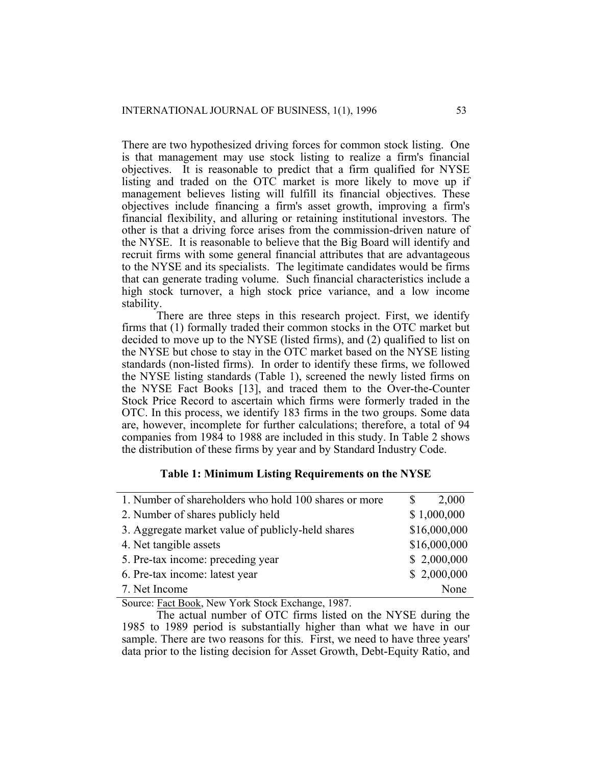There are two hypothesized driving forces for common stock listing. One is that management may use stock listing to realize a firm's financial objectives. It is reasonable to predict that a firm qualified for NYSE listing and traded on the OTC market is more likely to move up if management believes listing will fulfill its financial objectives. These objectives include financing a firm's asset growth, improving a firm's financial flexibility, and alluring or retaining institutional investors. The other is that a driving force arises from the commission-driven nature of the NYSE. It is reasonable to believe that the Big Board will identify and recruit firms with some general financial attributes that are advantageous to the NYSE and its specialists. The legitimate candidates would be firms that can generate trading volume. Such financial characteristics include a high stock turnover, a high stock price variance, and a low income stability.

There are three steps in this research project. First, we identify firms that (1) formally traded their common stocks in the OTC market but decided to move up to the NYSE (listed firms), and (2) qualified to list on the NYSE but chose to stay in the OTC market based on the NYSE listing standards (non-listed firms). In order to identify these firms, we followed the NYSE listing standards (Table 1), screened the newly listed firms on the NYSE Fact Books [13], and traced them to the Over-the-Counter Stock Price Record to ascertain which firms were formerly traded in the OTC. In this process, we identify 183 firms in the two groups. Some data are, however, incomplete for further calculations; therefore, a total of 94 companies from 1984 to 1988 are included in this study. In Table 2 shows the distribution of these firms by year and by Standard Industry Code.

**Table 1: Minimum Listing Requirements on the NYSE**

| | |
|---|---|
| 1. Number of shareholders who hold 100 shares or more | $ 2,000 |
| 2. Number of shares publicly held | $ 1,000,000 |
| 3. Aggregate market value of publicly-held shares | $16,000,000 |
| 4. Net tangible assets | $16,000,000 |
| 5. Pre-tax income: preceding year | $ 2,000,000 |
| 6. Pre-tax income: latest year | $ 2,000,000 |
| 7. Net Income | None |

Source: Fact Book, New York Stock Exchange, 1987.

The actual number of OTC firms listed on the NYSE during the 1985 to 1989 period is substantially higher than what we have in our sample. There are two reasons for this. First, we need to have three years' data prior to the listing decision for Asset Growth, Debt-Equity Ratio, and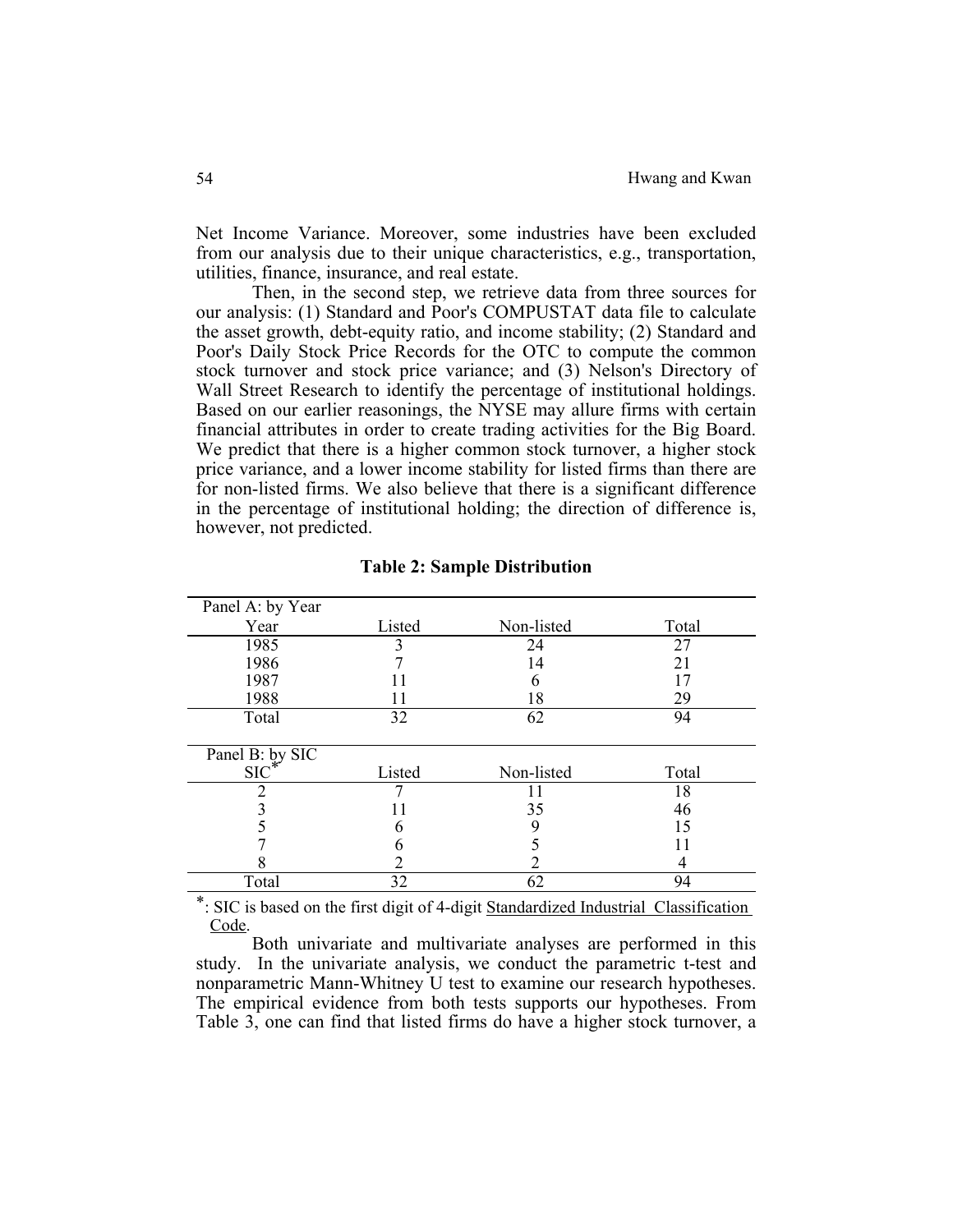Net Income Variance. Moreover, some industries have been excluded from our analysis due to their unique characteristics, e.g., transportation, utilities, finance, insurance, and real estate.

Then, in the second step, we retrieve data from three sources for our analysis: (1) Standard and Poor's COMPUSTAT data file to calculate the asset growth, debt-equity ratio, and income stability; (2) Standard and Poor's Daily Stock Price Records for the OTC to compute the common stock turnover and stock price variance; and (3) Nelson's Directory of Wall Street Research to identify the percentage of institutional holdings. Based on our earlier reasonings, the NYSE may allure firms with certain financial attributes in order to create trading activities for the Big Board. We predict that there is a higher common stock turnover, a higher stock price variance, and a lower income stability for listed firms than there are for non-listed firms. We also believe that there is a significant difference in the percentage of institutional holding; the direction of difference is, however, not predicted.

**Table 2: Sample Distribution**

| Panel A: by Year | | | |
|---|---|---|---|
| Year | Listed | Non-listed | Total |
| 1985 | 3 | 24 | 27 |
| 1986 | 7 | 14 | 21 |
| 1987 | 11 | 6 | 17 |
| 1988 | 11 | 18 | 29 |
| Total | 32 | 62 | 94 |

| Panel B: by SIC | | | |
|---|---|---|---|
| SIC* | Listed | Non-listed | Total |
| 2 | 7 | 11 | 18 |
| 3 | 11 | 35 | 46 |
| 5 | 6 | 9 | 15 |
| 7 | 6 | 5 | 11 |
| 8 | 2 | 2 | 4 |
| Total | 32 | 62 | 94 |

*: SIC is based on the first digit of 4-digit Standardized Industrial Classification Code.

Both univariate and multivariate analyses are performed in this study. In the univariate analysis, we conduct the parametric t-test and nonparametric Mann-Whitney U test to examine our research hypotheses. The empirical evidence from both tests supports our hypotheses. From Table 3, one can find that listed firms do have a higher stock turnover, a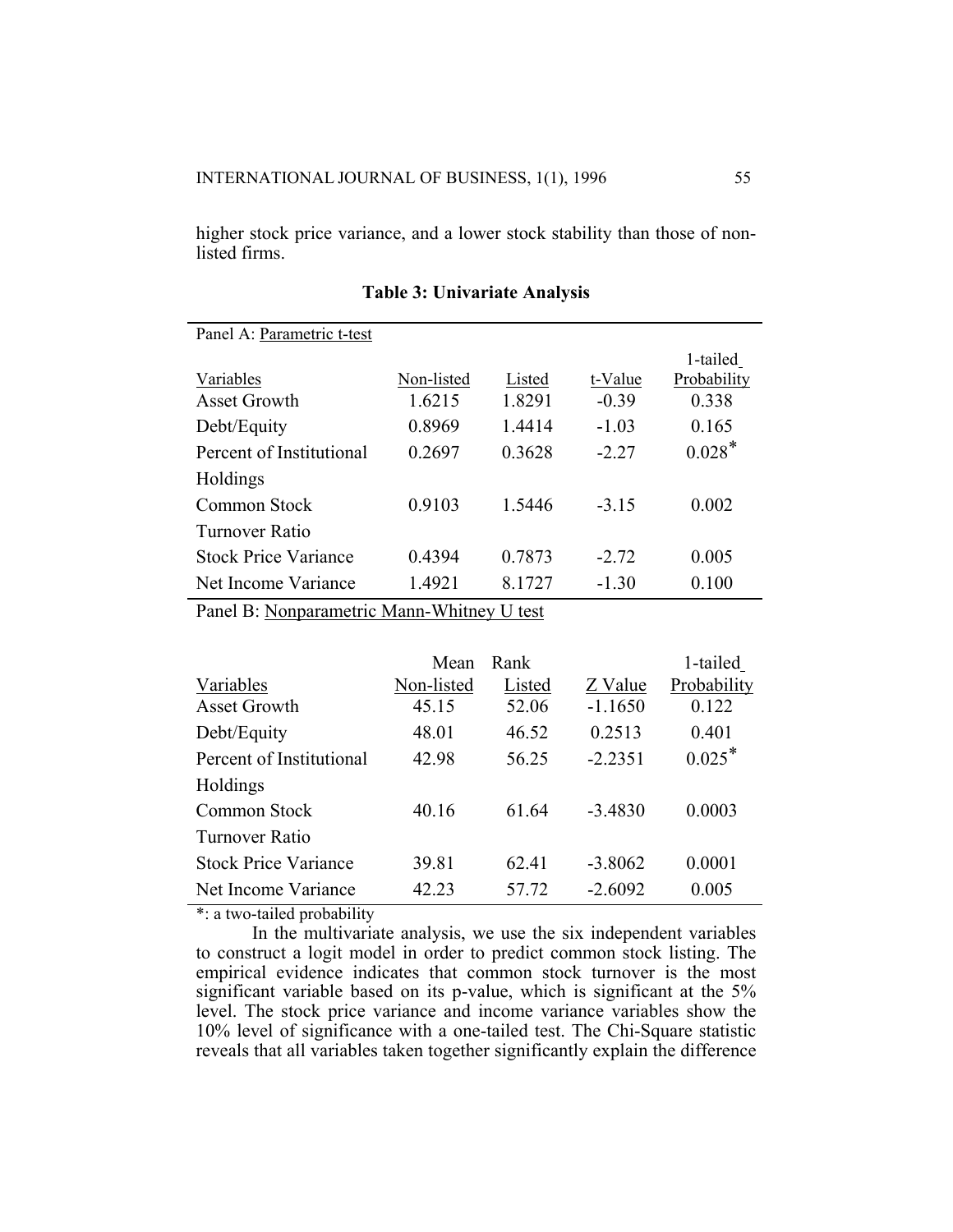higher stock price variance, and a lower stock stability than those of non-listed firms.

**Table 3: Univariate Analysis**

Panel A: Parametric t-test

| Variables | Non-listed | Listed | t-Value | 1-tailed Probability |
|---|---|---|---|---|
| Asset Growth | 1.6215 | 1.8291 | -0.39 | 0.338 |
| Debt/Equity | 0.8969 | 1.4414 | -1.03 | 0.165 |
| Percent of Institutional Holdings | 0.2697 | 0.3628 | -2.27 | 0.028* |
| Common Stock Turnover Ratio | 0.9103 | 1.5446 | -3.15 | 0.002 |
| Stock Price Variance | 0.4394 | 0.7873 | -2.72 | 0.005 |
| Net Income Variance | 1.4921 | 8.1727 | -1.30 | 0.100 |

Panel B: Nonparametric Mann-Whitney U test

| | Mean Rank | | | |
|---|---|---|---|---|
| Variables | Non-listed | Listed | Z Value | 1-tailed Probability |
| Asset Growth | 45.15 | 52.06 | -1.1650 | 0.122 |
| Debt/Equity | 48.01 | 46.52 | 0.2513 | 0.401 |
| Percent of Institutional Holdings | 42.98 | 56.25 | -2.2351 | 0.025* |
| Common Stock Turnover Ratio | 40.16 | 61.64 | -3.4830 | 0.0003 |
| Stock Price Variance | 39.81 | 62.41 | -3.8062 | 0.0001 |
| Net Income Variance | 42.23 | 57.72 | -2.6092 | 0.005 |

*: a two-tailed probability

In the multivariate analysis, we use the six independent variables to construct a logit model in order to predict common stock listing. The empirical evidence indicates that common stock turnover is the most significant variable based on its p-value, which is significant at the 5% level. The stock price variance and income variance variables show the 10% level of significance with a one-tailed test. The Chi-Square statistic reveals that all variables taken together significantly explain the difference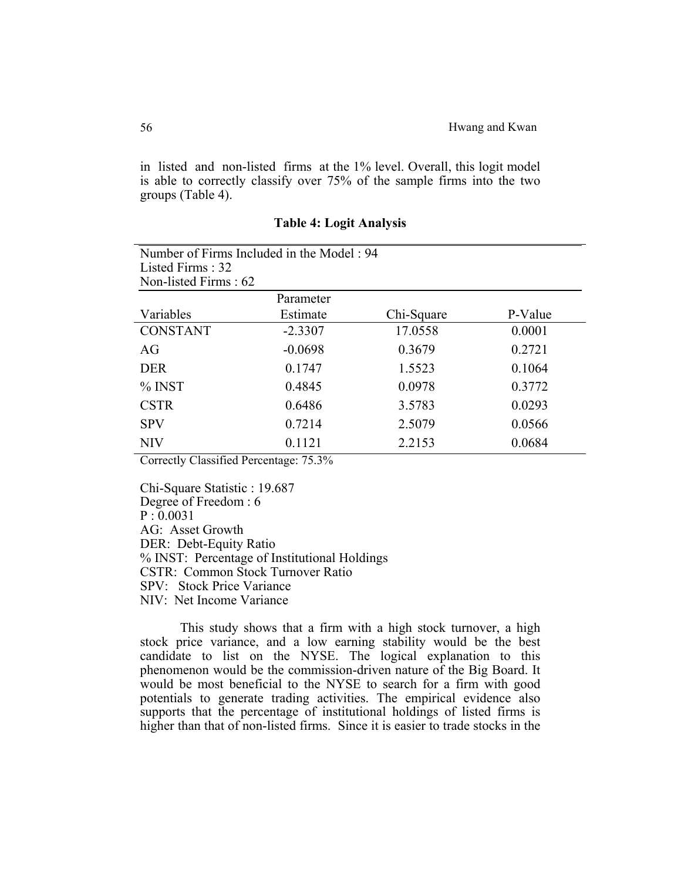in listed and non-listed firms at the 1% level. Overall, this logit model is able to correctly classify over 75% of the sample firms into the two groups (Table 4).

**Table 4: Logit Analysis**

Number of Firms Included in the Model : 94
Listed Firms : 32
Non-listed Firms : 62

| Variables | Parameter Estimate | Chi-Square | P-Value |
|---|---|---|---|
| CONSTANT | -2.3307 | 17.0558 | 0.0001 |
| AG | -0.0698 | 0.3679 | 0.2721 |
| DER | 0.1747 | 1.5523 | 0.1064 |
| % INST | 0.4845 | 0.0978 | 0.3772 |
| CSTR | 0.6486 | 3.5783 | 0.0293 |
| SPV | 0.7214 | 2.5079 | 0.0566 |
| NIV | 0.1121 | 2.2153 | 0.0684 |

Correctly Classified Percentage: 75.3%

Chi-Square Statistic : 19.687
Degree of Freedom : 6
P : 0.0031
AG: Asset Growth
DER: Debt-Equity Ratio
% INST: Percentage of Institutional Holdings
CSTR: Common Stock Turnover Ratio
SPV: Stock Price Variance
NIV: Net Income Variance

This study shows that a firm with a high stock turnover, a high stock price variance, and a low earning stability would be the best candidate to list on the NYSE. The logical explanation to this phenomenon would be the commission-driven nature of the Big Board. It would be most beneficial to the NYSE to search for a firm with good potentials to generate trading activities. The empirical evidence also supports that the percentage of institutional holdings of listed firms is higher than that of non-listed firms. Since it is easier to trade stocks in the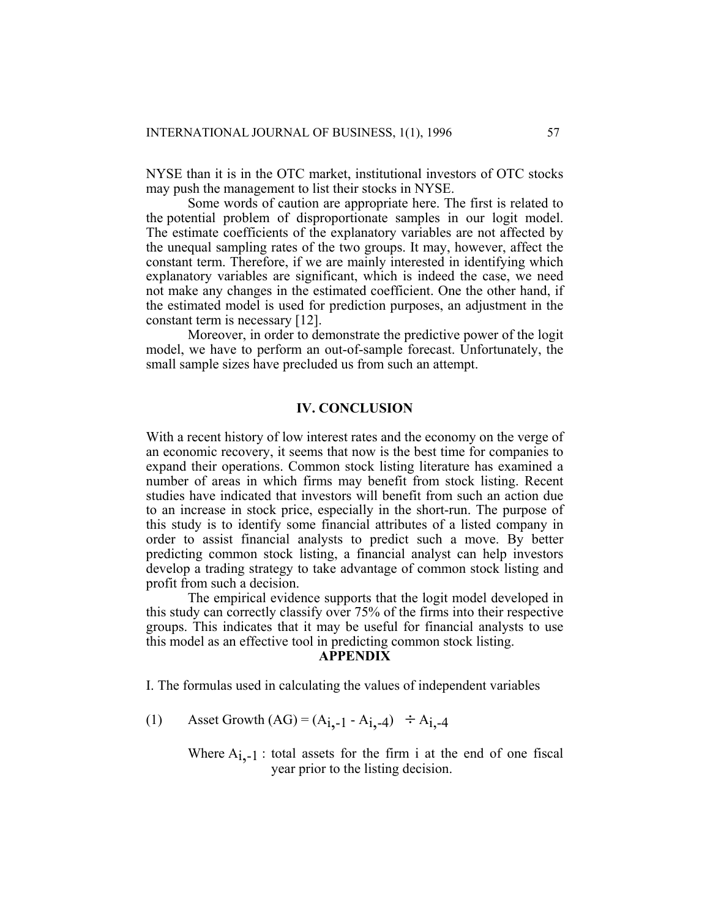NYSE than it is in the OTC market, institutional investors of OTC stocks may push the management to list their stocks in NYSE.

Some words of caution are appropriate here. The first is related to the potential problem of disproportionate samples in our logit model. The estimate coefficients of the explanatory variables are not affected by the unequal sampling rates of the two groups. It may, however, affect the constant term. Therefore, if we are mainly interested in identifying which explanatory variables are significant, which is indeed the case, we need not make any changes in the estimated coefficient. One the other hand, if the estimated model is used for prediction purposes, an adjustment in the constant term is necessary [12].

Moreover, in order to demonstrate the predictive power of the logit model, we have to perform an out-of-sample forecast. Unfortunately, the small sample sizes have precluded us from such an attempt.

## IV. CONCLUSION

With a recent history of low interest rates and the economy on the verge of an economic recovery, it seems that now is the best time for companies to expand their operations. Common stock listing literature has examined a number of areas in which firms may benefit from stock listing. Recent studies have indicated that investors will benefit from such an action due to an increase in stock price, especially in the short-run. The purpose of this study is to identify some financial attributes of a listed company in order to assist financial analysts to predict such a move. By better predicting common stock listing, a financial analyst can help investors develop a trading strategy to take advantage of common stock listing and profit from such a decision.

The empirical evidence supports that the logit model developed in this study can correctly classify over 75% of the firms into their respective groups. This indicates that it may be useful for financial analysts to use this model as an effective tool in predicting common stock listing.

## APPENDIX

I. The formulas used in calculating the values of independent variables

(1) Asset Growth (AG) = $(A_{i,-1} - A_{i,-4}) \div A_{i,-4}$

Where $A_{i,-1}$ : total assets for the firm i at the end of one fiscal year prior to the listing decision.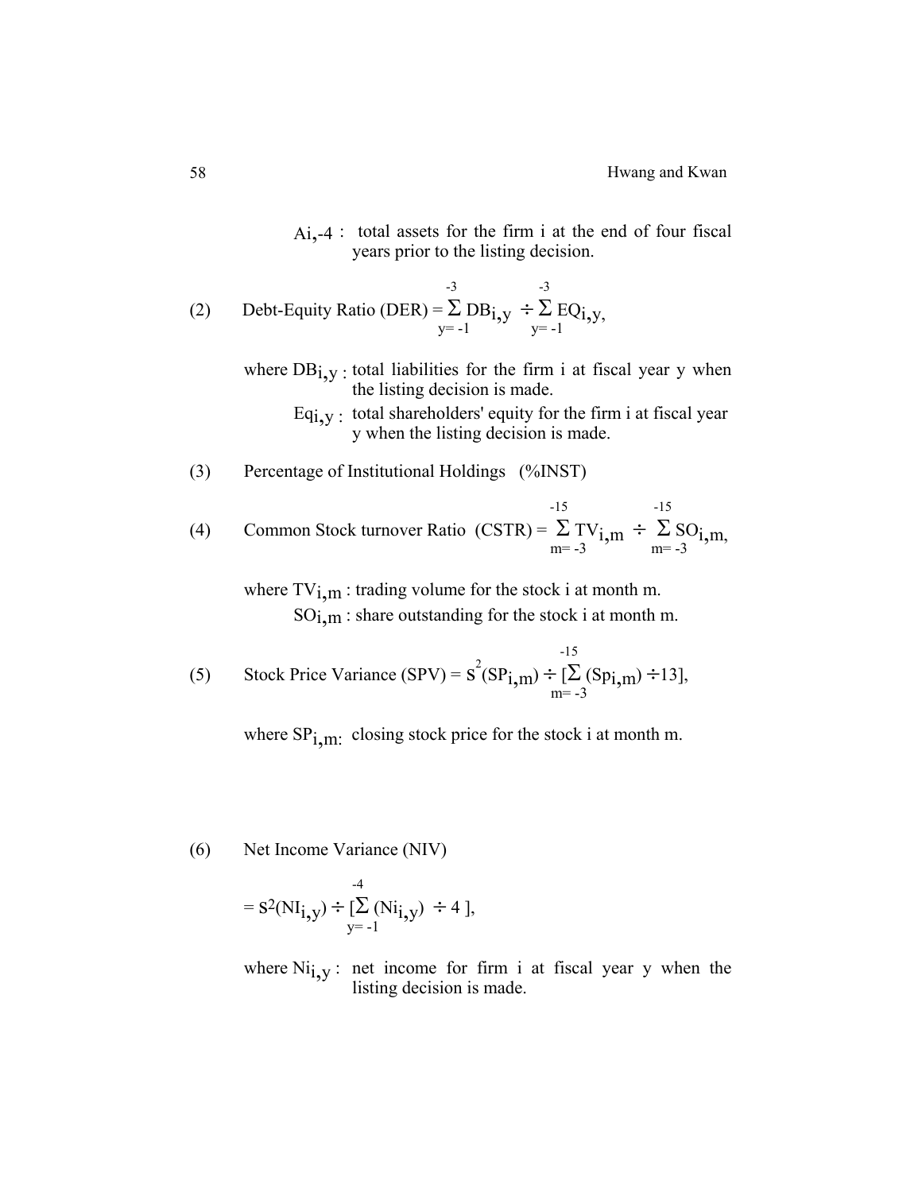$A_{i,-4}$ : total assets for the firm i at the end of four fiscal years prior to the listing decision.

(2) Debt-Equity Ratio (DER) $= \sum_{y=-1}^{-3} DB_{i,y} \div \sum_{y=-1}^{-3} EQ_{i,y}$,

where $DB_{i,y}$ : total liabilities for the firm i at fiscal year y when the listing decision is made.

$Eq_{i,y}$ : total shareholders' equity for the firm i at fiscal year y when the listing decision is made.

(3) Percentage of Institutional Holdings (%INST)

(4) Common Stock turnover Ratio (CSTR) $= \sum_{m=-3}^{-15} TV_{i,m} \div \sum_{m=-3}^{-15} SO_{i,m}$,

where $TV_{i,m}$ : trading volume for the stock i at month m.

$SO_{i,m}$ : share outstanding for the stock i at month m.

(5) Stock Price Variance (SPV) $= s^2(SP_{i,m}) \div [\sum_{m=-3}^{-15} (Sp_{i,m}) \div 13]$,

where $SP_{i,m}$: closing stock price for the stock i at month m.

(6) Net Income Variance (NIV)

$$= s^2(NI_{i,y}) \div [\sum_{y=-1}^{-4} (Ni_{i,y}) \div 4 ],$$

where $Ni_{i,y}$ : net income for firm i at fiscal year y when the listing decision is made.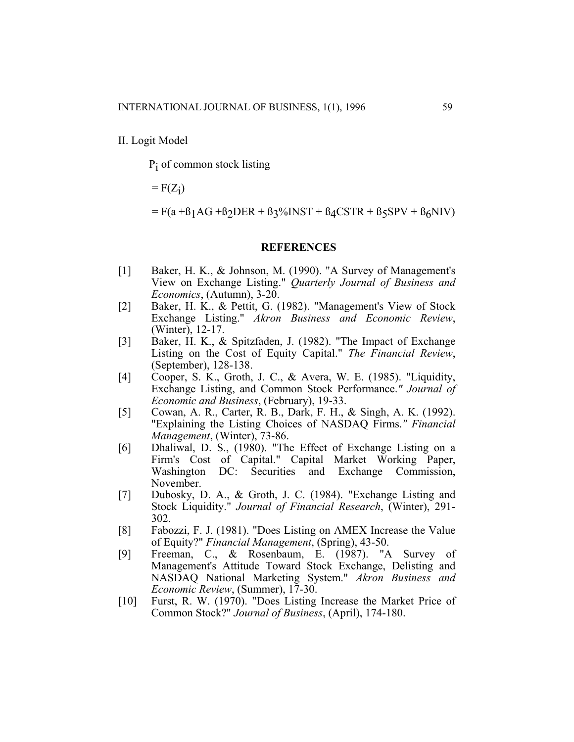II. Logit Model

$P_i$ of common stock listing

$= F(Z_i)$

$= F(a + ß_1 AG + ß_2 DER + ß_3 \%INST + ß_4 CSTR + ß_5 SPV + ß_6 NIV)$

**REFERENCES**

[1] Baker, H. K., & Johnson, M. (1990). "A Survey of Management's View on Exchange Listing." *Quarterly Journal of Business and Economics*, (Autumn), 3-20.

[2] Baker, H. K., & Pettit, G. (1982). "Management's View of Stock Exchange Listing." *Akron Business and Economic Review*, (Winter), 12-17.

[3] Baker, H. K., & Spitzfaden, J. (1982). "The Impact of Exchange Listing on the Cost of Equity Capital." *The Financial Review*, (September), 128-138.

[4] Cooper, S. K., Groth, J. C., & Avera, W. E. (1985). "Liquidity, Exchange Listing, and Common Stock Performance." *Journal of Economic and Business*, (February), 19-33.

[5] Cowan, A. R., Carter, R. B., Dark, F. H., & Singh, A. K. (1992). "Explaining the Listing Choices of NASDAQ Firms." *Financial Management*, (Winter), 73-86.

[6] Dhaliwal, D. S., (1980). "The Effect of Exchange Listing on a Firm's Cost of Capital." Capital Market Working Paper, Washington DC: Securities and Exchange Commission, November.

[7] Dubosky, D. A., & Groth, J. C. (1984). "Exchange Listing and Stock Liquidity." *Journal of Financial Research*, (Winter), 291-302.

[8] Fabozzi, F. J. (1981). "Does Listing on AMEX Increase the Value of Equity?" *Financial Management*, (Spring), 43-50.

[9] Freeman, C., & Rosenbaum, E. (1987). "A Survey of Management's Attitude Toward Stock Exchange, Delisting and NASDAQ National Marketing System." *Akron Business and Economic Review*, (Summer), 17-30.

[10] Furst, R. W. (1970). "Does Listing Increase the Market Price of Common Stock?" *Journal of Business*, (April), 174-180.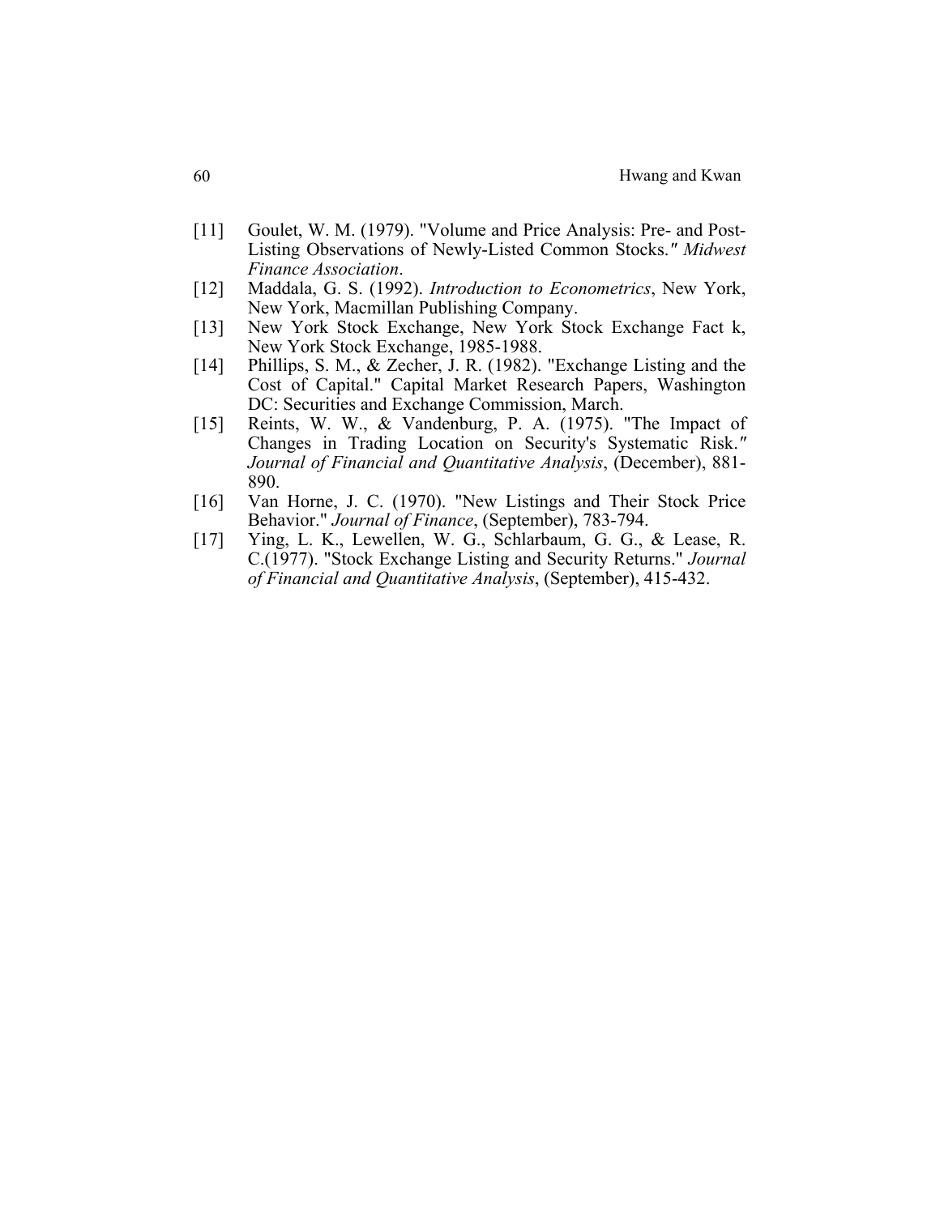[11] Goulet, W. M. (1979). "Volume and Price Analysis: Pre- and Post-Listing Observations of Newly-Listed Common Stocks." *Midwest Finance Association*.

[12] Maddala, G. S. (1992). *Introduction to Econometrics*, New York, New York, Macmillan Publishing Company.

[13] New York Stock Exchange, New York Stock Exchange Fact k, New York Stock Exchange, 1985-1988.

[14] Phillips, S. M., & Zecher, J. R. (1982). "Exchange Listing and the Cost of Capital." Capital Market Research Papers, Washington DC: Securities and Exchange Commission, March.

[15] Reints, W. W., & Vandenburg, P. A. (1975). "The Impact of Changes in Trading Location on Security's Systematic Risk." *Journal of Financial and Quantitative Analysis*, (December), 881-890.

[16] Van Horne, J. C. (1970). "New Listings and Their Stock Price Behavior." *Journal of Finance*, (September), 783-794.

[17] Ying, L. K., Lewellen, W. G., Schlarbaum, G. G., & Lease, R. C.(1977). "Stock Exchange Listing and Security Returns." *Journal of Financial and Quantitative Analysis*, (September), 415-432.